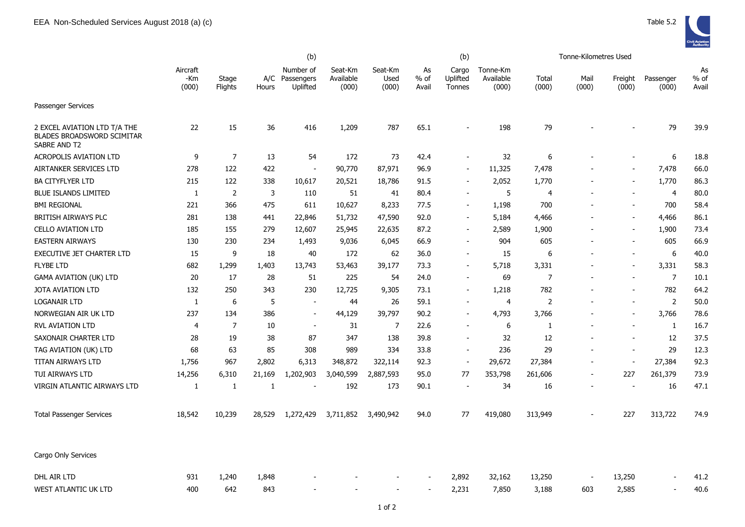# EEA Non-Scheduled Services August 2018 (a) (c)

Table 5.2

| | Aircraft -Km (000) | Stage Flights | A/C Hours | (b) Number of Passengers Uplifted | Seat-Km Available (000) | Seat-Km Used (000) | As % of Avail | (b) Cargo Uplifted Tonnes | Tonne-Km Available (000) | Tonne-Kilometres Used Total (000) | Mail (000) | Freight (000) | Passenger (000) | As % of Avail |
|---|---|---|---|---|---|---|---|---|---|---|---|---|---|---|
| Passenger Services | | | | | | | | | | | | | | |
| 2 EXCEL AVIATION LTD T/A THE BLADES BROADSWORD SCIMITAR SABRE AND T2 | 22 | 15 | 36 | 416 | 1,209 | 787 | 65.1 | - | 198 | 79 | - | - | 79 | 39.9 |
| ACROPOLIS AVIATION LTD | 9 | 7 | 13 | 54 | 172 | 73 | 42.4 | - | 32 | 6 | - | - | 6 | 18.8 |
| AIRTANKER SERVICES LTD | 278 | 122 | 422 | - | 90,770 | 87,971 | 96.9 | - | 11,325 | 7,478 | - | - | 7,478 | 66.0 |
| BA CITYFLYER LTD | 215 | 122 | 338 | 10,617 | 20,521 | 18,786 | 91.5 | - | 2,052 | 1,770 | - | - | 1,770 | 86.3 |
| BLUE ISLANDS LIMITED | 1 | 2 | 3 | 110 | 51 | 41 | 80.4 | - | 5 | 4 | - | - | 4 | 80.0 |
| BMI REGIONAL | 221 | 366 | 475 | 611 | 10,627 | 8,233 | 77.5 | - | 1,198 | 700 | - | - | 700 | 58.4 |
| BRITISH AIRWAYS PLC | 281 | 138 | 441 | 22,846 | 51,732 | 47,590 | 92.0 | - | 5,184 | 4,466 | - | - | 4,466 | 86.1 |
| CELLO AVIATION LTD | 185 | 155 | 279 | 12,607 | 25,945 | 22,635 | 87.2 | - | 2,589 | 1,900 | - | - | 1,900 | 73.4 |
| EASTERN AIRWAYS | 130 | 230 | 234 | 1,493 | 9,036 | 6,045 | 66.9 | - | 904 | 605 | - | - | 605 | 66.9 |
| EXECUTIVE JET CHARTER LTD | 15 | 9 | 18 | 40 | 172 | 62 | 36.0 | - | 15 | 6 | - | - | 6 | 40.0 |
| FLYBE LTD | 682 | 1,299 | 1,403 | 13,743 | 53,463 | 39,177 | 73.3 | - | 5,718 | 3,331 | - | - | 3,331 | 58.3 |
| GAMA AVIATION (UK) LTD | 20 | 17 | 28 | 51 | 225 | 54 | 24.0 | - | 69 | 7 | - | - | 7 | 10.1 |
| JOTA AVIATION LTD | 132 | 250 | 343 | 230 | 12,725 | 9,305 | 73.1 | - | 1,218 | 782 | - | - | 782 | 64.2 |
| LOGANAIR LTD | 1 | 6 | 5 | - | 44 | 26 | 59.1 | - | 4 | 2 | - | - | 2 | 50.0 |
| NORWEGIAN AIR UK LTD | 237 | 134 | 386 | - | 44,129 | 39,797 | 90.2 | - | 4,793 | 3,766 | - | - | 3,766 | 78.6 |
| RVL AVIATION LTD | 4 | 7 | 10 | - | 31 | 7 | 22.6 | - | 6 | 1 | - | - | 1 | 16.7 |
| SAXONAIR CHARTER LTD | 28 | 19 | 38 | 87 | 347 | 138 | 39.8 | - | 32 | 12 | - | - | 12 | 37.5 |
| TAG AVIATION (UK) LTD | 68 | 63 | 85 | 308 | 989 | 334 | 33.8 | - | 236 | 29 | - | - | 29 | 12.3 |
| TITAN AIRWAYS LTD | 1,756 | 967 | 2,802 | 6,313 | 348,872 | 322,114 | 92.3 | - | 29,672 | 27,384 | - | - | 27,384 | 92.3 |
| TUI AIRWAYS LTD | 14,256 | 6,310 | 21,169 | 1,202,903 | 3,040,599 | 2,887,593 | 95.0 | 77 | 353,798 | 261,606 | - | 227 | 261,379 | 73.9 |
| VIRGIN ATLANTIC AIRWAYS LTD | 1 | 1 | 1 | - | 192 | 173 | 90.1 | - | 34 | 16 | - | - | 16 | 47.1 |
| Total Passenger Services | 18,542 | 10,239 | 28,529 | 1,272,429 | 3,711,852 | 3,490,942 | 94.0 | 77 | 419,080 | 313,949 | - | 227 | 313,722 | 74.9 |
| Cargo Only Services | | | | | | | | | | | | | | |
| DHL AIR LTD | 931 | 1,240 | 1,848 | - | - | - | - | 2,892 | 32,162 | 13,250 | - | 13,250 | - | 41.2 |
| WEST ATLANTIC UK LTD | 400 | 642 | 843 | - | - | - | - | 2,231 | 7,850 | 3,188 | 603 | 2,585 | - | 40.6 |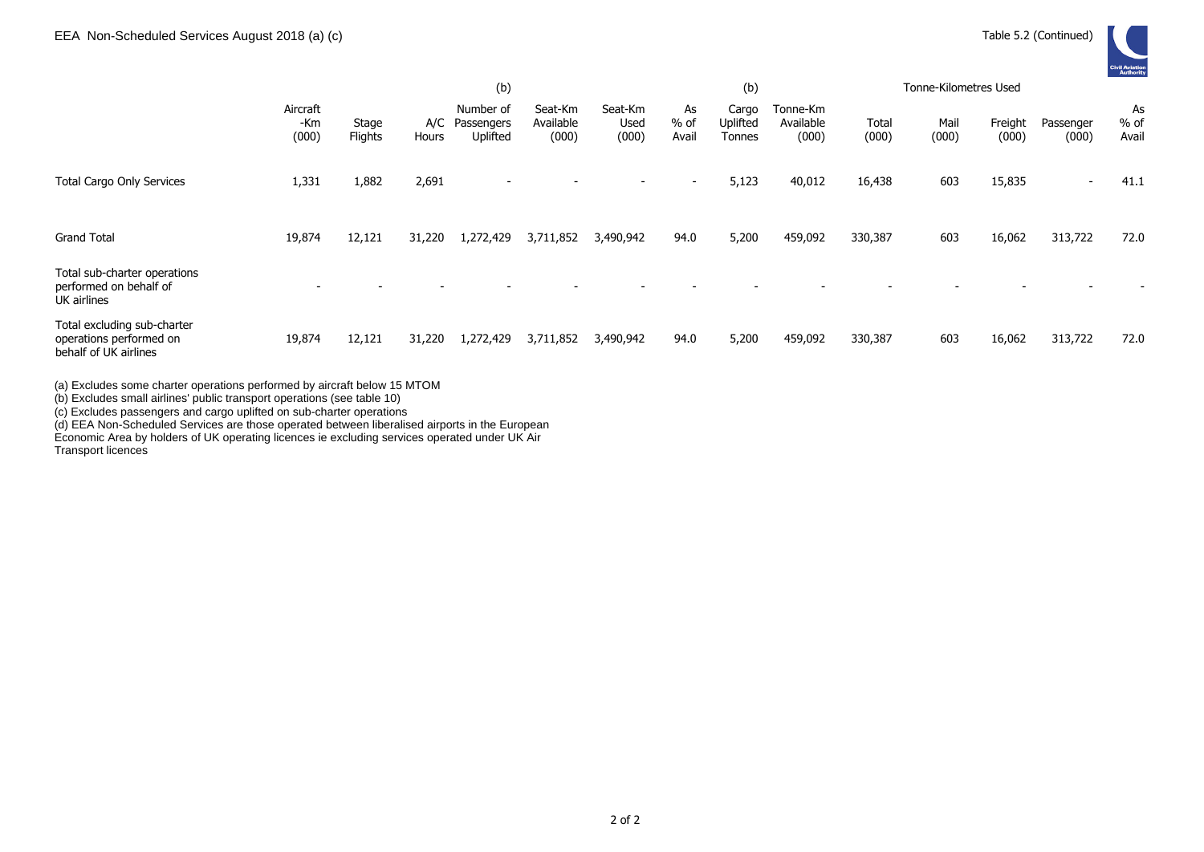# EEA Non-Scheduled Services August 2018 (a) (c)

Table 5.2 (Continued)

| | Aircraft -Km (000) | Stage Flights | A/C Hours | (b) Number of Passengers Uplifted | Seat-Km Available (000) | Seat-Km Used (000) | As % of Avail | (b) Cargo Uplifted Tonnes | Tonne-Km Available (000) | Tonne-Kilometres Used Total (000) | Mail (000) | Freight (000) | Passenger (000) | As % of Avail |
|---|---|---|---|---|---|---|---|---|---|---|---|---|---|---|
| Total Cargo Only Services | 1,331 | 1,882 | 2,691 | - | - | - | - | 5,123 | 40,012 | 16,438 | 603 | 15,835 | - | 41.1 |
| Grand Total | 19,874 | 12,121 | 31,220 | 1,272,429 | 3,711,852 | 3,490,942 | 94.0 | 5,200 | 459,092 | 330,387 | 603 | 16,062 | 313,722 | 72.0 |
| Total sub-charter operations performed on behalf of UK airlines | - | - | - | - | - | - | - | - | - | - | - | - | - | - |
| Total excluding sub-charter operations performed on behalf of UK airlines | 19,874 | 12,121 | 31,220 | 1,272,429 | 3,711,852 | 3,490,942 | 94.0 | 5,200 | 459,092 | 330,387 | 603 | 16,062 | 313,722 | 72.0 |

(a) Excludes some charter operations performed by aircraft below 15 MTOM
(b) Excludes small airlines' public transport operations (see table 10)
(c) Excludes passengers and cargo uplifted on sub-charter operations
(d) EEA Non-Scheduled Services are those operated between liberalised airports in the European Economic Area by holders of UK operating licences ie excluding services operated under UK Air Transport licences